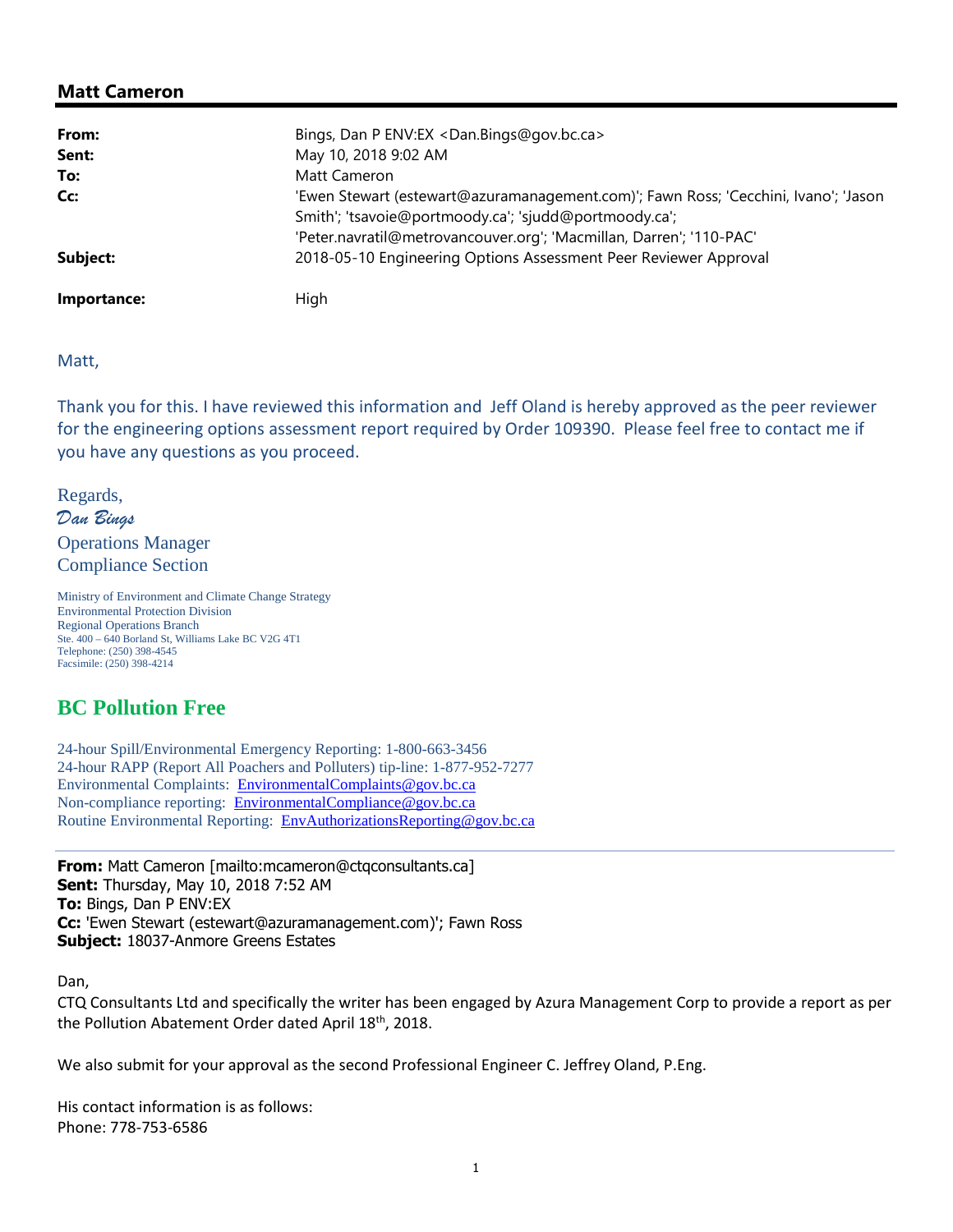## Matt Cameron

**From:** Bings, Dan P ENV:EX <Dan.Bings@gov.bc.ca>
**Sent:** May 10, 2018 9:02 AM
**To:** Matt Cameron
**Cc:** 'Ewen Stewart (estewart@azuramanagement.com)'; Fawn Ross; 'Cecchini, Ivano'; 'Jason Smith'; 'tsavoie@portmoody.ca'; 'sjudd@portmoody.ca'; 'Peter.navratil@metrovancouver.org'; 'Macmillan, Darren'; '110-PAC'
**Subject:** 2018-05-10 Engineering Options Assessment Peer Reviewer Approval

**Importance:** High

Matt,

Thank you for this. I have reviewed this information and Jeff Oland is hereby approved as the peer reviewer for the engineering options assessment report required by Order 109390. Please feel free to contact me if you have any questions as you proceed.

Regards,
*Dan Bings*
Operations Manager
Compliance Section

Ministry of Environment and Climate Change Strategy
Environmental Protection Division
Regional Operations Branch
Ste. 400 – 640 Borland St, Williams Lake BC V2G 4T1
Telephone: (250) 398-4545
Facsimile: (250) 398-4214

**BC Pollution Free**

24-hour Spill/Environmental Emergency Reporting: 1-800-663-3456
24-hour RAPP (Report All Poachers and Polluters) tip-line: 1-877-952-7277
Environmental Complaints: EnvironmentalComplaints@gov.bc.ca
Non-compliance reporting: EnvironmentalCompliance@gov.bc.ca
Routine Environmental Reporting: EnvAuthorizationsReporting@gov.bc.ca

---

**From:** Matt Cameron [mailto:mcameron@ctqconsultants.ca]
**Sent:** Thursday, May 10, 2018 7:52 AM
**To:** Bings, Dan P ENV:EX
**Cc:** 'Ewen Stewart (estewart@azuramanagement.com)'; Fawn Ross
**Subject:** 18037-Anmore Greens Estates

Dan,
CTQ Consultants Ltd and specifically the writer has been engaged by Azura Management Corp to provide a report as per the Pollution Abatement Order dated April 18th, 2018.

We also submit for your approval as the second Professional Engineer C. Jeffrey Oland, P.Eng.

His contact information is as follows:
Phone: 778-753-6586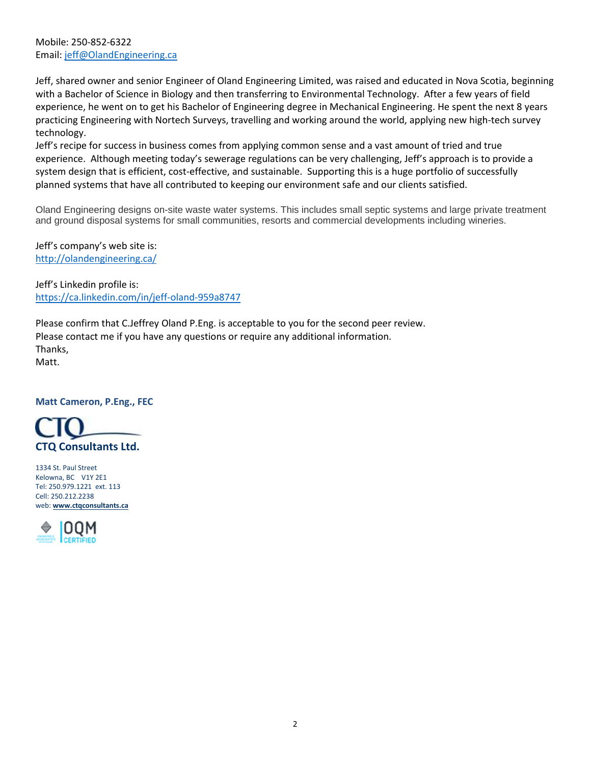Mobile: 250-852-6322
Email: jeff@OlandEngineering.ca

Jeff, shared owner and senior Engineer of Oland Engineering Limited, was raised and educated in Nova Scotia, beginning with a Bachelor of Science in Biology and then transferring to Environmental Technology. After a few years of field experience, he went on to get his Bachelor of Engineering degree in Mechanical Engineering. He spent the next 8 years practicing Engineering with Nortech Surveys, travelling and working around the world, applying new high-tech survey technology.
Jeff's recipe for success in business comes from applying common sense and a vast amount of tried and true experience. Although meeting today's sewerage regulations can be very challenging, Jeff's approach is to provide a system design that is efficient, cost-effective, and sustainable. Supporting this is a huge portfolio of successfully planned systems that have all contributed to keeping our environment safe and our clients satisfied.

Oland Engineering designs on-site waste water systems. This includes small septic systems and large private treatment and ground disposal systems for small communities, resorts and commercial developments including wineries.

Jeff's company's web site is:
http://olandengineering.ca/

Jeff's Linkedin profile is:
https://ca.linkedin.com/in/jeff-oland-959a8747

Please confirm that C.Jeffrey Oland P.Eng. is acceptable to you for the second peer review.
Please contact me if you have any questions or require any additional information.
Thanks,
Matt.

**Matt Cameron, P.Eng., FEC**

**CTQ Consultants Ltd.**

1334 St. Paul Street
Kelowna, BC V1Y 2E1
Tel: 250.979.1221 ext. 113
Cell: 250.212.2238
web: **www.ctqconsultants.ca**

OQM CERTIFIED